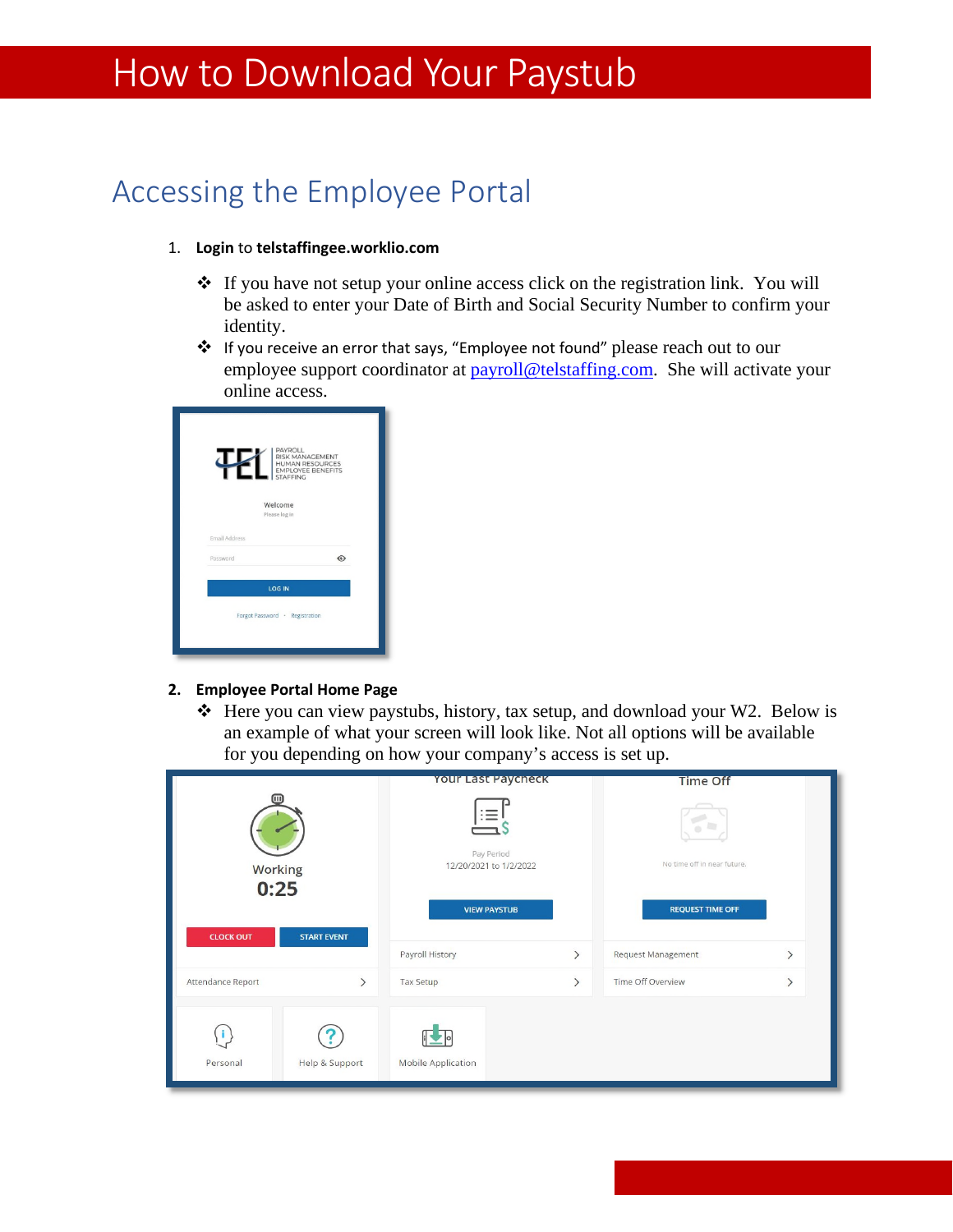# How to Download Your Paystub

## Accessing the Employee Portal

1. **Login** to **telstaffingee.worklio.com**
   - ❖ If you have not setup your online access click on the registration link. You will be asked to enter your Date of Birth and Social Security Number to confirm your identity.
   - ❖ If you receive an error that says, "Employee not found" please reach out to our employee support coordinator at [payroll@telstaffing.com](mailto:payroll@telstaffing.com). She will activate your online access.

2. **Employee Portal Home Page**
   - ❖ Here you can view paystubs, history, tax setup, and download your W2. Below is an example of what your screen will look like. Not all options will be available for you depending on how your company's access is set up.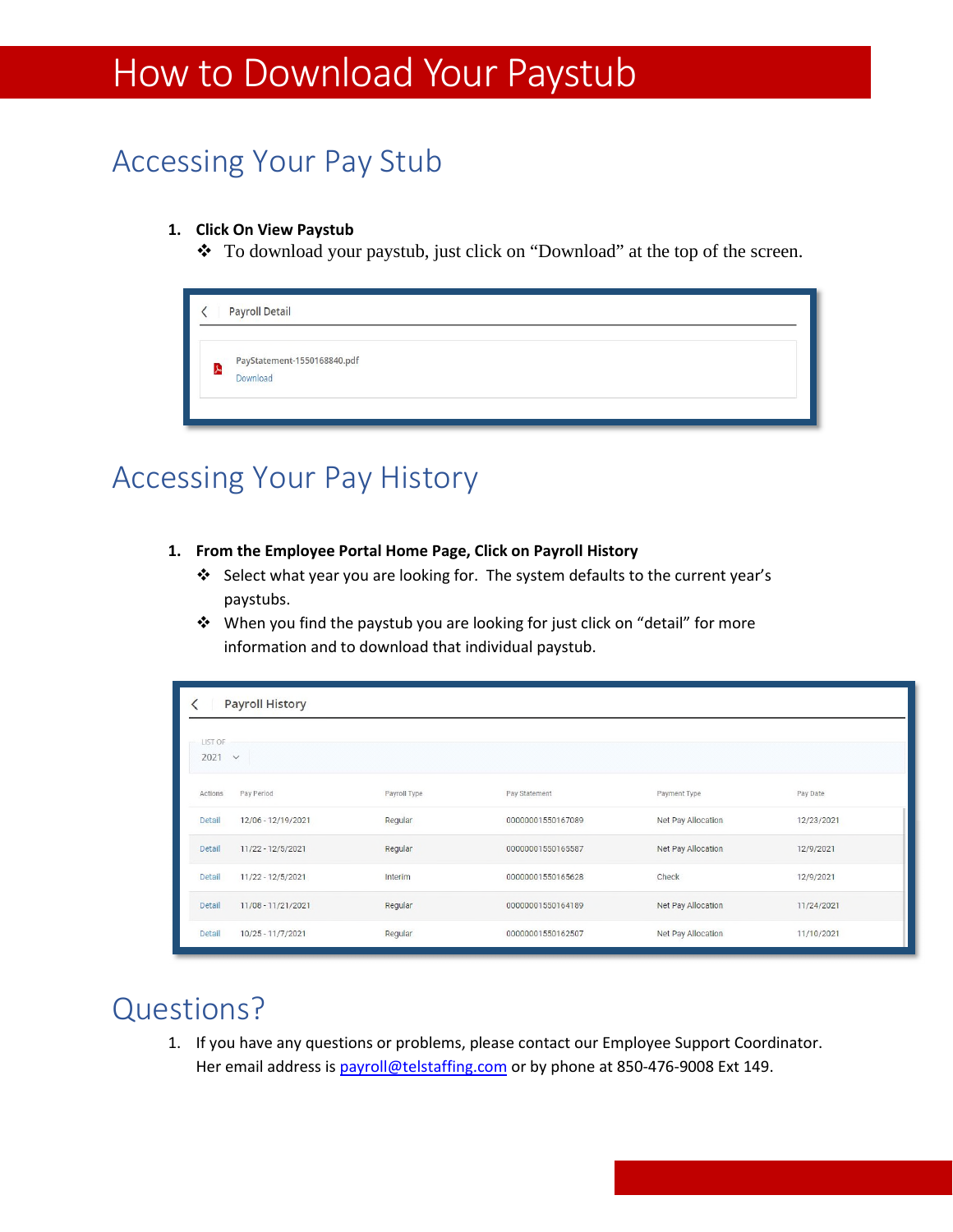// How to Download Your Paystub

## Accessing Your Pay Stub

1. **Click On View Paystub**
   - To download your paystub, just click on "Download" at the top of the screen.

Payroll Detail

PayStatement-1550168840.pdf

Download

## Accessing Your Pay History

1. **From the Employee Portal Home Page, Click on Payroll History**
   - Select what year you are looking for. The system defaults to the current year's paystubs.
   - When you find the paystub you are looking for just click on "detail" for more information and to download that individual paystub.

Payroll History

LIST OF

2021

| Actions | Pay Period | Payroll Type | Pay Statement | Payment Type | Pay Date |
|---|---|---|---|---|---|
| Detail | 12/06 - 12/19/2021 | Regular | 00000001550167089 | Net Pay Allocation | 12/23/2021 |
| Detail | 11/22 - 12/5/2021 | Regular | 00000001550165587 | Net Pay Allocation | 12/9/2021 |
| Detail | 11/22 - 12/5/2021 | Interim | 00000001550165628 | Check | 12/9/2021 |
| Detail | 11/08 - 11/21/2021 | Regular | 00000001550164189 | Net Pay Allocation | 11/24/2021 |
| Detail | 10/25 - 11/7/2021 | Regular | 00000001550162507 | Net Pay Allocation | 11/10/2021 |

## Questions?

1. If you have any questions or problems, please contact our Employee Support Coordinator. Her email address is payroll@telstaffing.com or by phone at 850-476-9008 Ext 149.